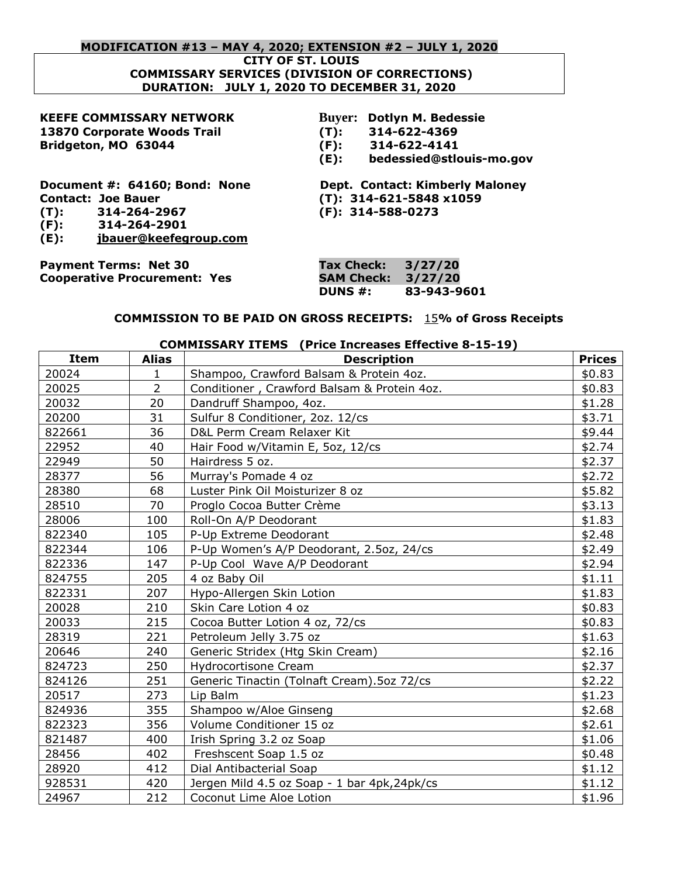**MODIFICATION #13 – MAY 4, 2020; EXTENSION #2 – JULY 1, 2020**

**CITY OF ST. LOUIS**
**COMMISSARY SERVICES (DIVISION OF CORRECTIONS)**
**DURATION: JULY 1, 2020 TO DECEMBER 31, 2020**

**KEEFE COMMISSARY NETWORK**
**13870 Corporate Woods Trail**
**Bridgeton, MO 63044**

**Buyer: Dotlyn M. Bedessie**
**(T): 314-622-4369**
**(F): 314-622-4141**
**(E): bedessied@stlouis-mo.gov**

**Document #: 64160; Bond: None**
**Contact: Joe Bauer**
**(T): 314-264-2967**
**(F): 314-264-2901**
**(E): jbauer@keefegroup.com**

**Dept. Contact: Kimberly Maloney**
**(T): 314-621-5848 x1059**
**(F): 314-588-0273**

**Payment Terms: Net 30**
**Cooperative Procurement: Yes**

**Tax Check: 3/27/20**
**SAM Check: 3/27/20**
**DUNS #: 83-943-9601**

**COMMISSION TO BE PAID ON GROSS RECEIPTS: 15% of Gross Receipts**

**COMMISSARY ITEMS (Price Increases Effective 8-15-19)**

| Item | Alias | Description | Prices |
|---|---|---|---|
| 20024 | 1 | Shampoo, Crawford Balsam & Protein 4oz. | $0.83 |
| 20025 | 2 | Conditioner , Crawford Balsam & Protein 4oz. | $0.83 |
| 20032 | 20 | Dandruff Shampoo, 4oz. | $1.28 |
| 20200 | 31 | Sulfur 8 Conditioner, 2oz. 12/cs | $3.71 |
| 822661 | 36 | D&L Perm Cream Relaxer Kit | $9.44 |
| 22952 | 40 | Hair Food w/Vitamin E, 5oz, 12/cs | $2.74 |
| 22949 | 50 | Hairdress 5 oz. | $2.37 |
| 28377 | 56 | Murray's Pomade 4 oz | $2.72 |
| 28380 | 68 | Luster Pink Oil Moisturizer 8 oz | $5.82 |
| 28510 | 70 | Proglo Cocoa Butter Crème | $3.13 |
| 28006 | 100 | Roll-On A/P Deodorant | $1.83 |
| 822340 | 105 | P-Up Extreme Deodorant | $2.48 |
| 822344 | 106 | P-Up Women's A/P Deodorant, 2.5oz, 24/cs | $2.49 |
| 822336 | 147 | P-Up Cool Wave A/P Deodorant | $2.94 |
| 824755 | 205 | 4 oz Baby Oil | $1.11 |
| 822331 | 207 | Hypo-Allergen Skin Lotion | $1.83 |
| 20028 | 210 | Skin Care Lotion 4 oz | $0.83 |
| 20033 | 215 | Cocoa Butter Lotion 4 oz, 72/cs | $0.83 |
| 28319 | 221 | Petroleum Jelly 3.75 oz | $1.63 |
| 20646 | 240 | Generic Stridex (Htg Skin Cream) | $2.16 |
| 824723 | 250 | Hydrocortisone Cream | $2.37 |
| 824126 | 251 | Generic Tinactin (Tolnaft Cream).5oz 72/cs | $2.22 |
| 20517 | 273 | Lip Balm | $1.23 |
| 824936 | 355 | Shampoo w/Aloe Ginseng | $2.68 |
| 822323 | 356 | Volume Conditioner 15 oz | $2.61 |
| 821487 | 400 | Irish Spring 3.2 oz Soap | $1.06 |
| 28456 | 402 | Freshscent Soap 1.5 oz | $0.48 |
| 28920 | 412 | Dial Antibacterial Soap | $1.12 |
| 928531 | 420 | Jergen Mild 4.5 oz Soap - 1 bar 4pk,24pk/cs | $1.12 |
| 24967 | 212 | Coconut Lime Aloe Lotion | $1.96 |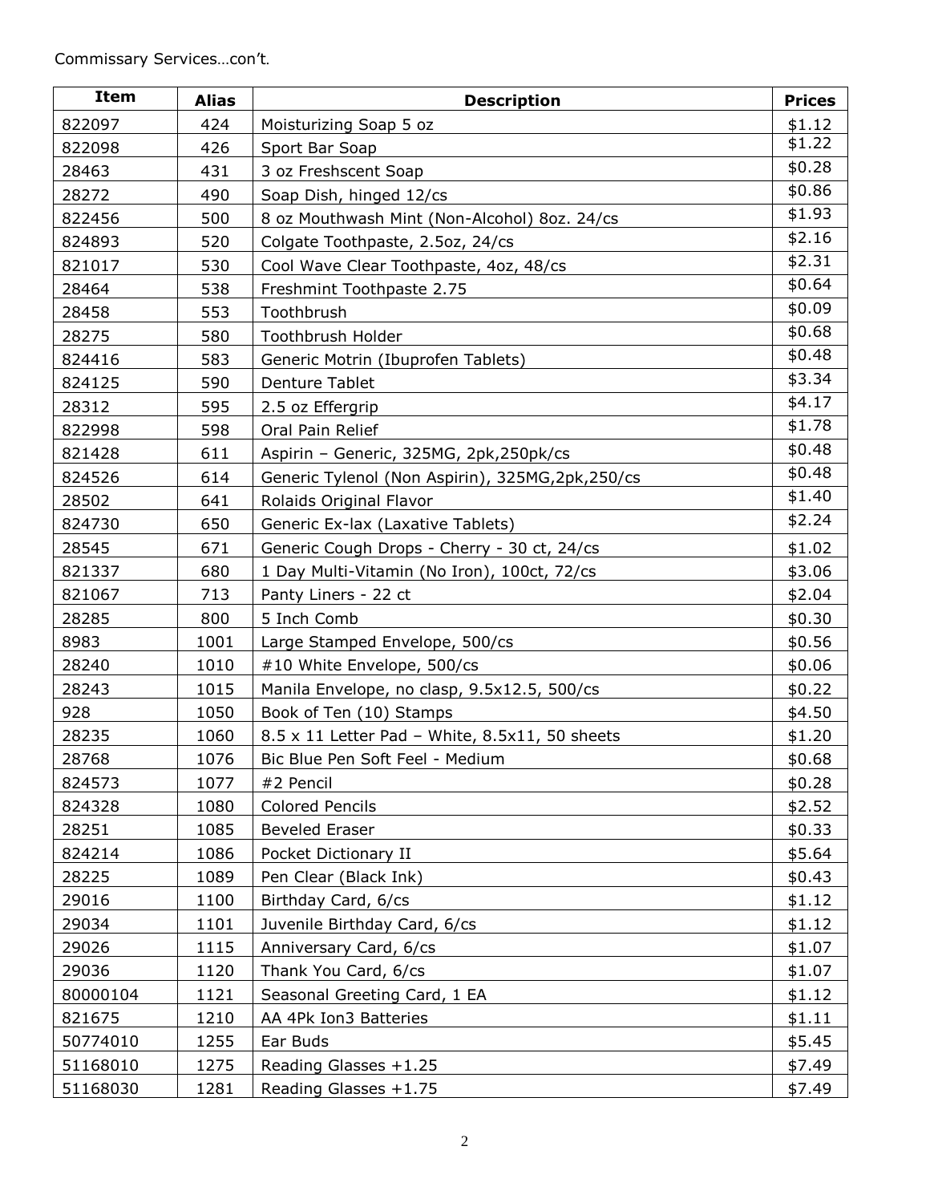Commissary Services…con't.

| Item | Alias | Description | Prices |
|---|---|---|---|
| 822097 | 424 | Moisturizing Soap 5 oz | $1.12 |
| 822098 | 426 | Sport Bar Soap | $1.22 |
| 28463 | 431 | 3 oz Freshscent Soap | $0.28 |
| 28272 | 490 | Soap Dish, hinged 12/cs | $0.86 |
| 822456 | 500 | 8 oz Mouthwash Mint (Non-Alcohol) 8oz. 24/cs | $1.93 |
| 824893 | 520 | Colgate Toothpaste, 2.5oz, 24/cs | $2.16 |
| 821017 | 530 | Cool Wave Clear Toothpaste, 4oz, 48/cs | $2.31 |
| 28464 | 538 | Freshmint Toothpaste 2.75 | $0.64 |
| 28458 | 553 | Toothbrush | $0.09 |
| 28275 | 580 | Toothbrush Holder | $0.68 |
| 824416 | 583 | Generic Motrin (Ibuprofen Tablets) | $0.48 |
| 824125 | 590 | Denture Tablet | $3.34 |
| 28312 | 595 | 2.5 oz Effergrip | $4.17 |
| 822998 | 598 | Oral Pain Relief | $1.78 |
| 821428 | 611 | Aspirin – Generic, 325MG, 2pk,250pk/cs | $0.48 |
| 824526 | 614 | Generic Tylenol (Non Aspirin), 325MG,2pk,250/cs | $0.48 |
| 28502 | 641 | Rolaids Original Flavor | $1.40 |
| 824730 | 650 | Generic Ex-lax (Laxative Tablets) | $2.24 |
| 28545 | 671 | Generic Cough Drops - Cherry - 30 ct, 24/cs | $1.02 |
| 821337 | 680 | 1 Day Multi-Vitamin (No Iron), 100ct, 72/cs | $3.06 |
| 821067 | 713 | Panty Liners - 22 ct | $2.04 |
| 28285 | 800 | 5 Inch Comb | $0.30 |
| 8983 | 1001 | Large Stamped Envelope, 500/cs | $0.56 |
| 28240 | 1010 | #10 White Envelope, 500/cs | $0.06 |
| 28243 | 1015 | Manila Envelope, no clasp, 9.5x12.5, 500/cs | $0.22 |
| 928 | 1050 | Book of Ten (10) Stamps | $4.50 |
| 28235 | 1060 | 8.5 x 11 Letter Pad – White, 8.5x11, 50 sheets | $1.20 |
| 28768 | 1076 | Bic Blue Pen Soft Feel - Medium | $0.68 |
| 824573 | 1077 | #2 Pencil | $0.28 |
| 824328 | 1080 | Colored Pencils | $2.52 |
| 28251 | 1085 | Beveled Eraser | $0.33 |
| 824214 | 1086 | Pocket Dictionary II | $5.64 |
| 28225 | 1089 | Pen Clear (Black Ink) | $0.43 |
| 29016 | 1100 | Birthday Card, 6/cs | $1.12 |
| 29034 | 1101 | Juvenile Birthday Card, 6/cs | $1.12 |
| 29026 | 1115 | Anniversary Card, 6/cs | $1.07 |
| 29036 | 1120 | Thank You Card, 6/cs | $1.07 |
| 80000104 | 1121 | Seasonal Greeting Card, 1 EA | $1.12 |
| 821675 | 1210 | AA 4Pk Ion3 Batteries | $1.11 |
| 50774010 | 1255 | Ear Buds | $5.45 |
| 51168010 | 1275 | Reading Glasses +1.25 | $7.49 |
| 51168030 | 1281 | Reading Glasses +1.75 | $7.49 |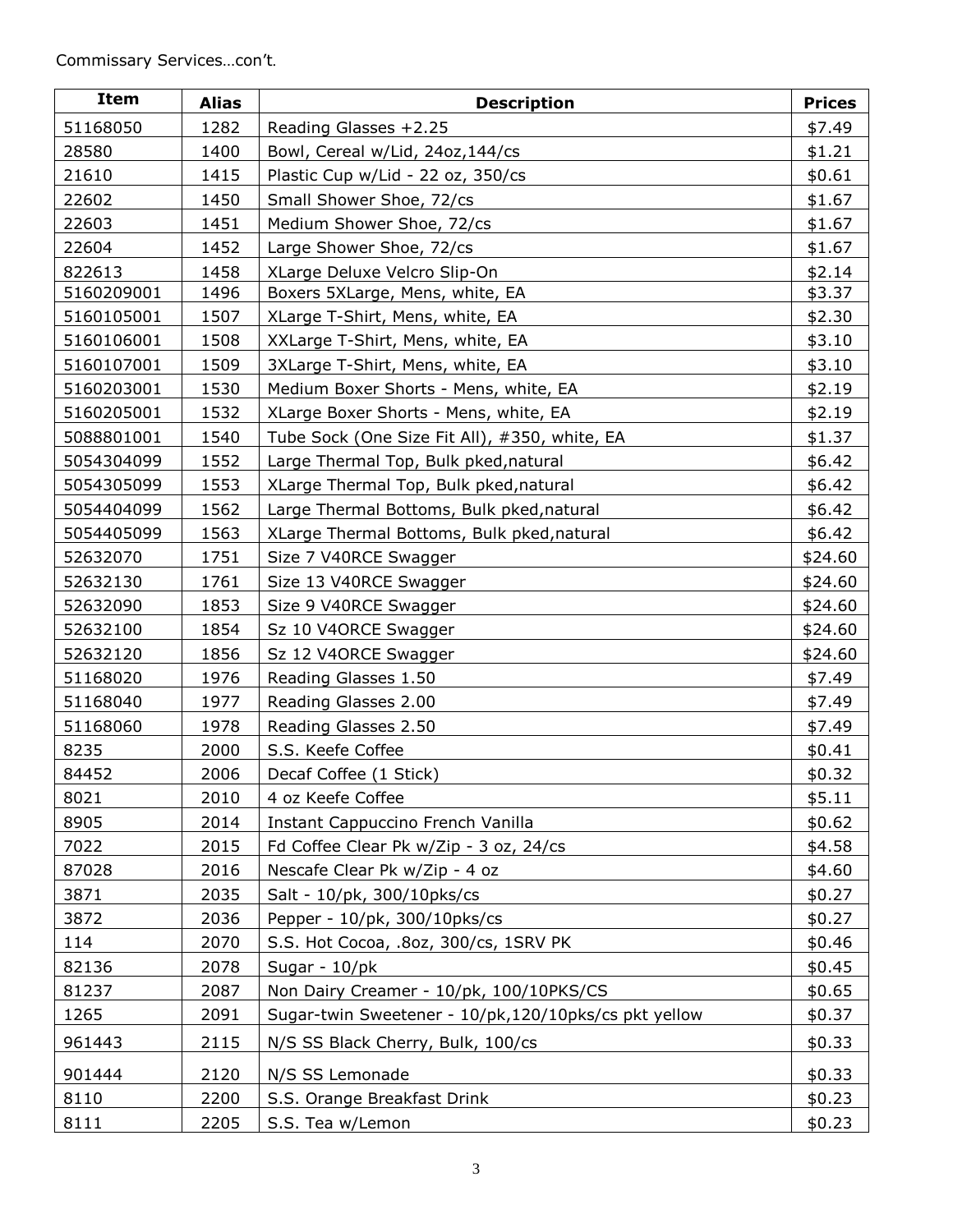Commissary Services…con't.

| Item | Alias | Description | Prices |
|---|---|---|---|
| 51168050 | 1282 | Reading Glasses +2.25 | $7.49 |
| 28580 | 1400 | Bowl, Cereal w/Lid, 24oz,144/cs | $1.21 |
| 21610 | 1415 | Plastic Cup w/Lid - 22 oz, 350/cs | $0.61 |
| 22602 | 1450 | Small Shower Shoe, 72/cs | $1.67 |
| 22603 | 1451 | Medium Shower Shoe, 72/cs | $1.67 |
| 22604 | 1452 | Large Shower Shoe, 72/cs | $1.67 |
| 822613 | 1458 | XLarge Deluxe Velcro Slip-On | $2.14 |
| 5160209001 | 1496 | Boxers 5XLarge, Mens, white, EA | $3.37 |
| 5160105001 | 1507 | XLarge T-Shirt, Mens, white, EA | $2.30 |
| 5160106001 | 1508 | XXLarge T-Shirt, Mens, white, EA | $3.10 |
| 5160107001 | 1509 | 3XLarge T-Shirt, Mens, white, EA | $3.10 |
| 5160203001 | 1530 | Medium Boxer Shorts - Mens, white, EA | $2.19 |
| 5160205001 | 1532 | XLarge Boxer Shorts - Mens, white, EA | $2.19 |
| 5088801001 | 1540 | Tube Sock (One Size Fit All), #350, white, EA | $1.37 |
| 5054304099 | 1552 | Large Thermal Top, Bulk pked,natural | $6.42 |
| 5054305099 | 1553 | XLarge Thermal Top, Bulk pked,natural | $6.42 |
| 5054404099 | 1562 | Large Thermal Bottoms, Bulk pked,natural | $6.42 |
| 5054405099 | 1563 | XLarge Thermal Bottoms, Bulk pked,natural | $6.42 |
| 52632070 | 1751 | Size 7 V40RCE Swagger | $24.60 |
| 52632130 | 1761 | Size 13 V40RCE Swagger | $24.60 |
| 52632090 | 1853 | Size 9 V40RCE Swagger | $24.60 |
| 52632100 | 1854 | Sz 10 V4ORCE Swagger | $24.60 |
| 52632120 | 1856 | Sz 12 V4ORCE Swagger | $24.60 |
| 51168020 | 1976 | Reading Glasses 1.50 | $7.49 |
| 51168040 | 1977 | Reading Glasses 2.00 | $7.49 |
| 51168060 | 1978 | Reading Glasses 2.50 | $7.49 |
| 8235 | 2000 | S.S. Keefe Coffee | $0.41 |
| 84452 | 2006 | Decaf Coffee (1 Stick) | $0.32 |
| 8021 | 2010 | 4 oz Keefe Coffee | $5.11 |
| 8905 | 2014 | Instant Cappuccino French Vanilla | $0.62 |
| 7022 | 2015 | Fd Coffee Clear Pk w/Zip - 3 oz, 24/cs | $4.58 |
| 87028 | 2016 | Nescafe Clear Pk w/Zip - 4 oz | $4.60 |
| 3871 | 2035 | Salt - 10/pk, 300/10pks/cs | $0.27 |
| 3872 | 2036 | Pepper - 10/pk, 300/10pks/cs | $0.27 |
| 114 | 2070 | S.S. Hot Cocoa, .8oz, 300/cs, 1SRV PK | $0.46 |
| 82136 | 2078 | Sugar - 10/pk | $0.45 |
| 81237 | 2087 | Non Dairy Creamer - 10/pk, 100/10PKS/CS | $0.65 |
| 1265 | 2091 | Sugar-twin Sweetener - 10/pk,120/10pks/cs pkt yellow | $0.37 |
| 961443 | 2115 | N/S SS Black Cherry, Bulk, 100/cs | $0.33 |
| 901444 | 2120 | N/S SS Lemonade | $0.33 |
| 8110 | 2200 | S.S. Orange Breakfast Drink | $0.23 |
| 8111 | 2205 | S.S. Tea w/Lemon | $0.23 |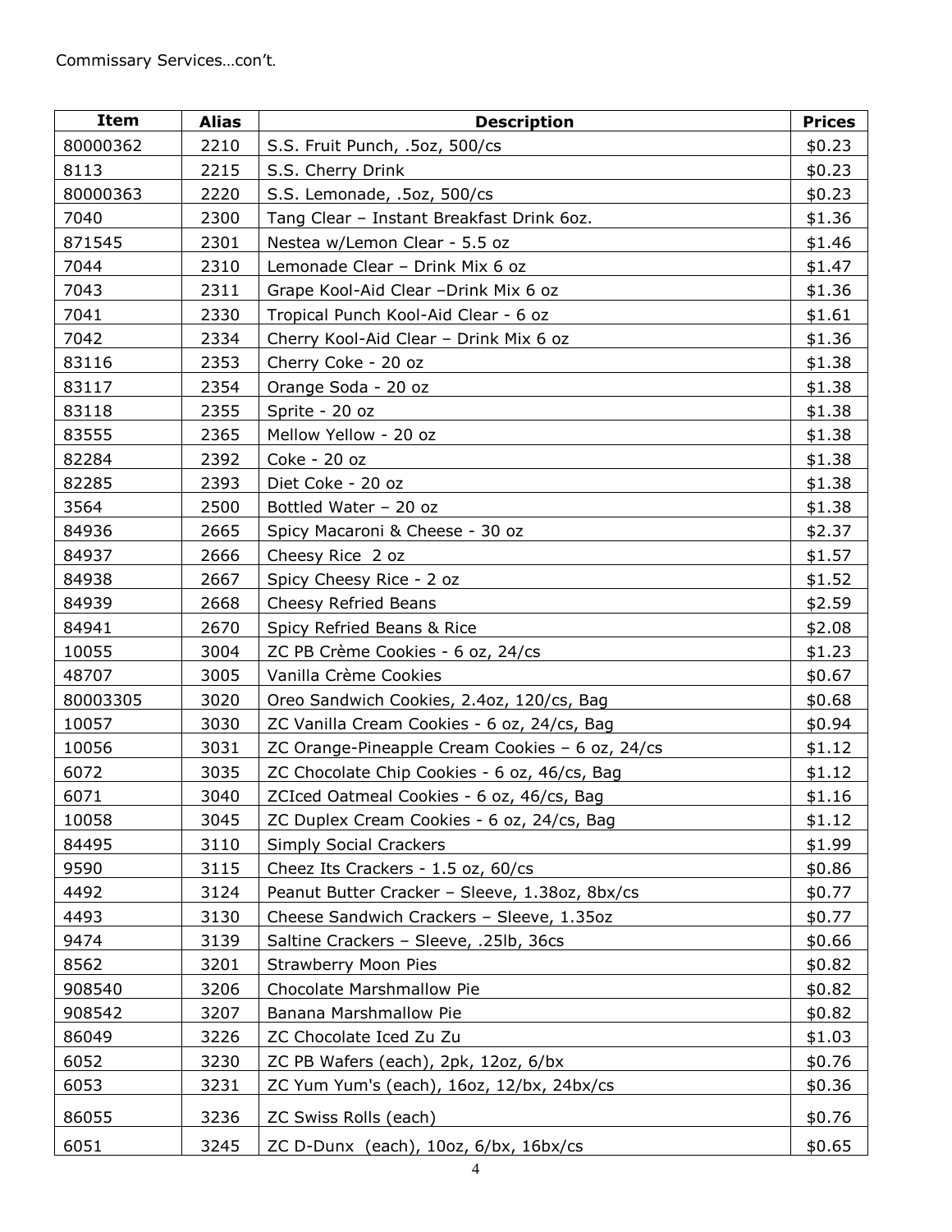Commissary Services…con't.

| Item | Alias | Description | Prices |
|---|---|---|---|
| 80000362 | 2210 | S.S. Fruit Punch, .5oz, 500/cs | $0.23 |
| 8113 | 2215 | S.S. Cherry Drink | $0.23 |
| 80000363 | 2220 | S.S. Lemonade, .5oz, 500/cs | $0.23 |
| 7040 | 2300 | Tang Clear – Instant Breakfast Drink 6oz. | $1.36 |
| 871545 | 2301 | Nestea w/Lemon Clear - 5.5 oz | $1.46 |
| 7044 | 2310 | Lemonade Clear – Drink Mix 6 oz | $1.47 |
| 7043 | 2311 | Grape Kool-Aid Clear –Drink Mix 6 oz | $1.36 |
| 7041 | 2330 | Tropical Punch Kool-Aid Clear - 6 oz | $1.61 |
| 7042 | 2334 | Cherry Kool-Aid Clear – Drink Mix 6 oz | $1.36 |
| 83116 | 2353 | Cherry Coke - 20 oz | $1.38 |
| 83117 | 2354 | Orange Soda - 20 oz | $1.38 |
| 83118 | 2355 | Sprite - 20 oz | $1.38 |
| 83555 | 2365 | Mellow Yellow - 20 oz | $1.38 |
| 82284 | 2392 | Coke - 20 oz | $1.38 |
| 82285 | 2393 | Diet Coke - 20 oz | $1.38 |
| 3564 | 2500 | Bottled Water – 20 oz | $1.38 |
| 84936 | 2665 | Spicy Macaroni & Cheese - 30 oz | $2.37 |
| 84937 | 2666 | Cheesy Rice 2 oz | $1.57 |
| 84938 | 2667 | Spicy Cheesy Rice - 2 oz | $1.52 |
| 84939 | 2668 | Cheesy Refried Beans | $2.59 |
| 84941 | 2670 | Spicy Refried Beans & Rice | $2.08 |
| 10055 | 3004 | ZC PB Crème Cookies - 6 oz, 24/cs | $1.23 |
| 48707 | 3005 | Vanilla Crème Cookies | $0.67 |
| 80003305 | 3020 | Oreo Sandwich Cookies, 2.4oz, 120/cs, Bag | $0.68 |
| 10057 | 3030 | ZC Vanilla Cream Cookies - 6 oz, 24/cs, Bag | $0.94 |
| 10056 | 3031 | ZC Orange-Pineapple Cream Cookies – 6 oz, 24/cs | $1.12 |
| 6072 | 3035 | ZC Chocolate Chip Cookies - 6 oz, 46/cs, Bag | $1.12 |
| 6071 | 3040 | ZCIced Oatmeal Cookies - 6 oz, 46/cs, Bag | $1.16 |
| 10058 | 3045 | ZC Duplex Cream Cookies - 6 oz, 24/cs, Bag | $1.12 |
| 84495 | 3110 | Simply Social Crackers | $1.99 |
| 9590 | 3115 | Cheez Its Crackers - 1.5 oz, 60/cs | $0.86 |
| 4492 | 3124 | Peanut Butter Cracker – Sleeve, 1.38oz, 8bx/cs | $0.77 |
| 4493 | 3130 | Cheese Sandwich Crackers – Sleeve, 1.35oz | $0.77 |
| 9474 | 3139 | Saltine Crackers – Sleeve, .25lb, 36cs | $0.66 |
| 8562 | 3201 | Strawberry Moon Pies | $0.82 |
| 908540 | 3206 | Chocolate Marshmallow Pie | $0.82 |
| 908542 | 3207 | Banana Marshmallow Pie | $0.82 |
| 86049 | 3226 | ZC Chocolate Iced Zu Zu | $1.03 |
| 6052 | 3230 | ZC PB Wafers (each), 2pk, 12oz, 6/bx | $0.76 |
| 6053 | 3231 | ZC Yum Yum's (each), 16oz, 12/bx, 24bx/cs | $0.36 |
| 86055 | 3236 | ZC Swiss Rolls (each) | $0.76 |
| 6051 | 3245 | ZC D-Dunx (each), 10oz, 6/bx, 16bx/cs | $0.65 |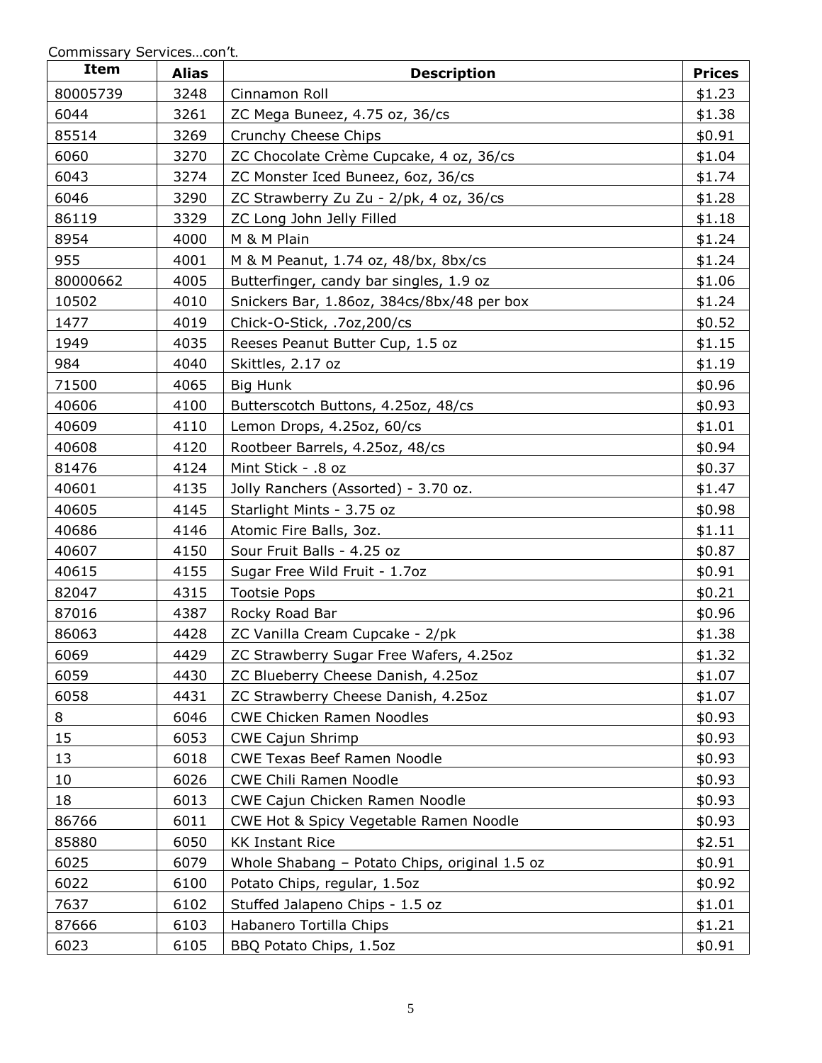Commissary Services…con't.

| Item | Alias | Description | Prices |
|---|---|---|---|
| 80005739 | 3248 | Cinnamon Roll | $1.23 |
| 6044 | 3261 | ZC Mega Buneez, 4.75 oz, 36/cs | $1.38 |
| 85514 | 3269 | Crunchy Cheese Chips | $0.91 |
| 6060 | 3270 | ZC Chocolate Crème Cupcake, 4 oz, 36/cs | $1.04 |
| 6043 | 3274 | ZC Monster Iced Buneez, 6oz, 36/cs | $1.74 |
| 6046 | 3290 | ZC Strawberry Zu Zu - 2/pk, 4 oz, 36/cs | $1.28 |
| 86119 | 3329 | ZC Long John Jelly Filled | $1.18 |
| 8954 | 4000 | M & M Plain | $1.24 |
| 955 | 4001 | M & M Peanut, 1.74 oz, 48/bx, 8bx/cs | $1.24 |
| 80000662 | 4005 | Butterfinger, candy bar singles, 1.9 oz | $1.06 |
| 10502 | 4010 | Snickers Bar, 1.86oz, 384cs/8bx/48 per box | $1.24 |
| 1477 | 4019 | Chick-O-Stick, .7oz,200/cs | $0.52 |
| 1949 | 4035 | Reeses Peanut Butter Cup, 1.5 oz | $1.15 |
| 984 | 4040 | Skittles, 2.17 oz | $1.19 |
| 71500 | 4065 | Big Hunk | $0.96 |
| 40606 | 4100 | Butterscotch Buttons, 4.25oz, 48/cs | $0.93 |
| 40609 | 4110 | Lemon Drops, 4.25oz, 60/cs | $1.01 |
| 40608 | 4120 | Rootbeer Barrels, 4.25oz, 48/cs | $0.94 |
| 81476 | 4124 | Mint Stick - .8 oz | $0.37 |
| 40601 | 4135 | Jolly Ranchers (Assorted) - 3.70 oz. | $1.47 |
| 40605 | 4145 | Starlight Mints - 3.75 oz | $0.98 |
| 40686 | 4146 | Atomic Fire Balls, 3oz. | $1.11 |
| 40607 | 4150 | Sour Fruit Balls - 4.25 oz | $0.87 |
| 40615 | 4155 | Sugar Free Wild Fruit - 1.7oz | $0.91 |
| 82047 | 4315 | Tootsie Pops | $0.21 |
| 87016 | 4387 | Rocky Road Bar | $0.96 |
| 86063 | 4428 | ZC Vanilla Cream Cupcake - 2/pk | $1.38 |
| 6069 | 4429 | ZC Strawberry Sugar Free Wafers, 4.25oz | $1.32 |
| 6059 | 4430 | ZC Blueberry Cheese Danish, 4.25oz | $1.07 |
| 6058 | 4431 | ZC Strawberry Cheese Danish, 4.25oz | $1.07 |
| 8 | 6046 | CWE Chicken Ramen Noodles | $0.93 |
| 15 | 6053 | CWE Cajun Shrimp | $0.93 |
| 13 | 6018 | CWE Texas Beef Ramen Noodle | $0.93 |
| 10 | 6026 | CWE Chili Ramen Noodle | $0.93 |
| 18 | 6013 | CWE Cajun Chicken Ramen Noodle | $0.93 |
| 86766 | 6011 | CWE Hot & Spicy Vegetable Ramen Noodle | $0.93 |
| 85880 | 6050 | KK Instant Rice | $2.51 |
| 6025 | 6079 | Whole Shabang – Potato Chips, original 1.5 oz | $0.91 |
| 6022 | 6100 | Potato Chips, regular, 1.5oz | $0.92 |
| 7637 | 6102 | Stuffed Jalapeno Chips - 1.5 oz | $1.01 |
| 87666 | 6103 | Habanero Tortilla Chips | $1.21 |
| 6023 | 6105 | BBQ Potato Chips, 1.5oz | $0.91 |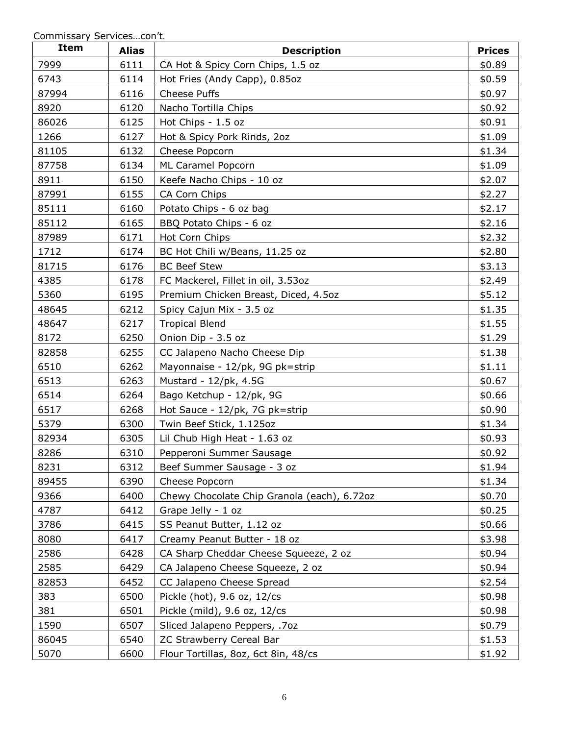Commissary Services…con't.

| Item | Alias | Description | Prices |
|---|---|---|---|
| 7999 | 6111 | CA Hot & Spicy Corn Chips, 1.5 oz | $0.89 |
| 6743 | 6114 | Hot Fries (Andy Capp), 0.85oz | $0.59 |
| 87994 | 6116 | Cheese Puffs | $0.97 |
| 8920 | 6120 | Nacho Tortilla Chips | $0.92 |
| 86026 | 6125 | Hot Chips - 1.5 oz | $0.91 |
| 1266 | 6127 | Hot & Spicy Pork Rinds, 2oz | $1.09 |
| 81105 | 6132 | Cheese Popcorn | $1.34 |
| 87758 | 6134 | ML Caramel Popcorn | $1.09 |
| 8911 | 6150 | Keefe Nacho Chips - 10 oz | $2.07 |
| 87991 | 6155 | CA Corn Chips | $2.27 |
| 85111 | 6160 | Potato Chips - 6 oz bag | $2.17 |
| 85112 | 6165 | BBQ Potato Chips - 6 oz | $2.16 |
| 87989 | 6171 | Hot Corn Chips | $2.32 |
| 1712 | 6174 | BC Hot Chili w/Beans, 11.25 oz | $2.80 |
| 81715 | 6176 | BC Beef Stew | $3.13 |
| 4385 | 6178 | FC Mackerel, Fillet in oil, 3.53oz | $2.49 |
| 5360 | 6195 | Premium Chicken Breast, Diced, 4.5oz | $5.12 |
| 48645 | 6212 | Spicy Cajun Mix - 3.5 oz | $1.35 |
| 48647 | 6217 | Tropical Blend | $1.55 |
| 8172 | 6250 | Onion Dip - 3.5 oz | $1.29 |
| 82858 | 6255 | CC Jalapeno Nacho Cheese Dip | $1.38 |
| 6510 | 6262 | Mayonnaise - 12/pk, 9G pk=strip | $1.11 |
| 6513 | 6263 | Mustard - 12/pk, 4.5G | $0.67 |
| 6514 | 6264 | Bago Ketchup - 12/pk, 9G | $0.66 |
| 6517 | 6268 | Hot Sauce - 12/pk, 7G pk=strip | $0.90 |
| 5379 | 6300 | Twin Beef Stick, 1.125oz | $1.34 |
| 82934 | 6305 | Lil Chub High Heat - 1.63 oz | $0.93 |
| 8286 | 6310 | Pepperoni Summer Sausage | $0.92 |
| 8231 | 6312 | Beef Summer Sausage - 3 oz | $1.94 |
| 89455 | 6390 | Cheese Popcorn | $1.34 |
| 9366 | 6400 | Chewy Chocolate Chip Granola (each), 6.72oz | $0.70 |
| 4787 | 6412 | Grape Jelly - 1 oz | $0.25 |
| 3786 | 6415 | SS Peanut Butter, 1.12 oz | $0.66 |
| 8080 | 6417 | Creamy Peanut Butter - 18 oz | $3.98 |
| 2586 | 6428 | CA Sharp Cheddar Cheese Squeeze, 2 oz | $0.94 |
| 2585 | 6429 | CA Jalapeno Cheese Squeeze, 2 oz | $0.94 |
| 82853 | 6452 | CC Jalapeno Cheese Spread | $2.54 |
| 383 | 6500 | Pickle (hot), 9.6 oz, 12/cs | $0.98 |
| 381 | 6501 | Pickle (mild), 9.6 oz, 12/cs | $0.98 |
| 1590 | 6507 | Sliced Jalapeno Peppers, .7oz | $0.79 |
| 86045 | 6540 | ZC Strawberry Cereal Bar | $1.53 |
| 5070 | 6600 | Flour Tortillas, 8oz, 6ct 8in, 48/cs | $1.92 |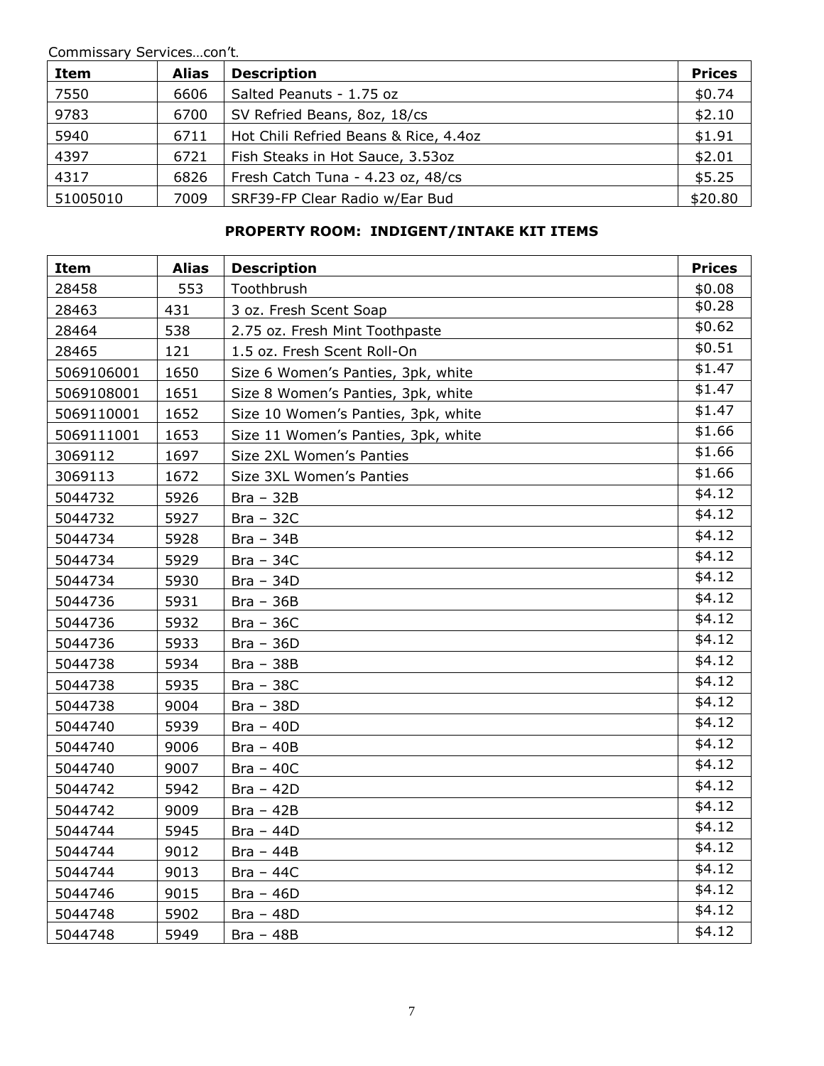Commissary Services…con't.

| Item | Alias | Description | Prices |
|---|---|---|---|
| 7550 | 6606 | Salted Peanuts - 1.75 oz | $0.74 |
| 9783 | 6700 | SV Refried Beans, 8oz, 18/cs | $2.10 |
| 5940 | 6711 | Hot Chili Refried Beans & Rice, 4.4oz | $1.91 |
| 4397 | 6721 | Fish Steaks in Hot Sauce, 3.53oz | $2.01 |
| 4317 | 6826 | Fresh Catch Tuna - 4.23 oz, 48/cs | $5.25 |
| 51005010 | 7009 | SRF39-FP Clear Radio w/Ear Bud | $20.80 |

## PROPERTY ROOM: INDIGENT/INTAKE KIT ITEMS

| Item | Alias | Description | Prices |
|---|---|---|---|
| 28458 | 553 | Toothbrush | $0.08 |
| 28463 | 431 | 3 oz. Fresh Scent Soap | $0.28 |
| 28464 | 538 | 2.75 oz. Fresh Mint Toothpaste | $0.62 |
| 28465 | 121 | 1.5 oz. Fresh Scent Roll-On | $0.51 |
| 5069106001 | 1650 | Size 6 Women's Panties, 3pk, white | $1.47 |
| 5069108001 | 1651 | Size 8 Women's Panties, 3pk, white | $1.47 |
| 5069110001 | 1652 | Size 10 Women's Panties, 3pk, white | $1.47 |
| 5069111001 | 1653 | Size 11 Women's Panties, 3pk, white | $1.66 |
| 3069112 | 1697 | Size 2XL Women's Panties | $1.66 |
| 3069113 | 1672 | Size 3XL Women's Panties | $1.66 |
| 5044732 | 5926 | Bra – 32B | $4.12 |
| 5044732 | 5927 | Bra – 32C | $4.12 |
| 5044734 | 5928 | Bra – 34B | $4.12 |
| 5044734 | 5929 | Bra – 34C | $4.12 |
| 5044734 | 5930 | Bra – 34D | $4.12 |
| 5044736 | 5931 | Bra – 36B | $4.12 |
| 5044736 | 5932 | Bra – 36C | $4.12 |
| 5044736 | 5933 | Bra – 36D | $4.12 |
| 5044738 | 5934 | Bra – 38B | $4.12 |
| 5044738 | 5935 | Bra – 38C | $4.12 |
| 5044738 | 9004 | Bra – 38D | $4.12 |
| 5044740 | 5939 | Bra – 40D | $4.12 |
| 5044740 | 9006 | Bra – 40B | $4.12 |
| 5044740 | 9007 | Bra – 40C | $4.12 |
| 5044742 | 5942 | Bra – 42D | $4.12 |
| 5044742 | 9009 | Bra – 42B | $4.12 |
| 5044744 | 5945 | Bra – 44D | $4.12 |
| 5044744 | 9012 | Bra – 44B | $4.12 |
| 5044744 | 9013 | Bra – 44C | $4.12 |
| 5044746 | 9015 | Bra – 46D | $4.12 |
| 5044748 | 5902 | Bra – 48D | $4.12 |
| 5044748 | 5949 | Bra – 48B | $4.12 |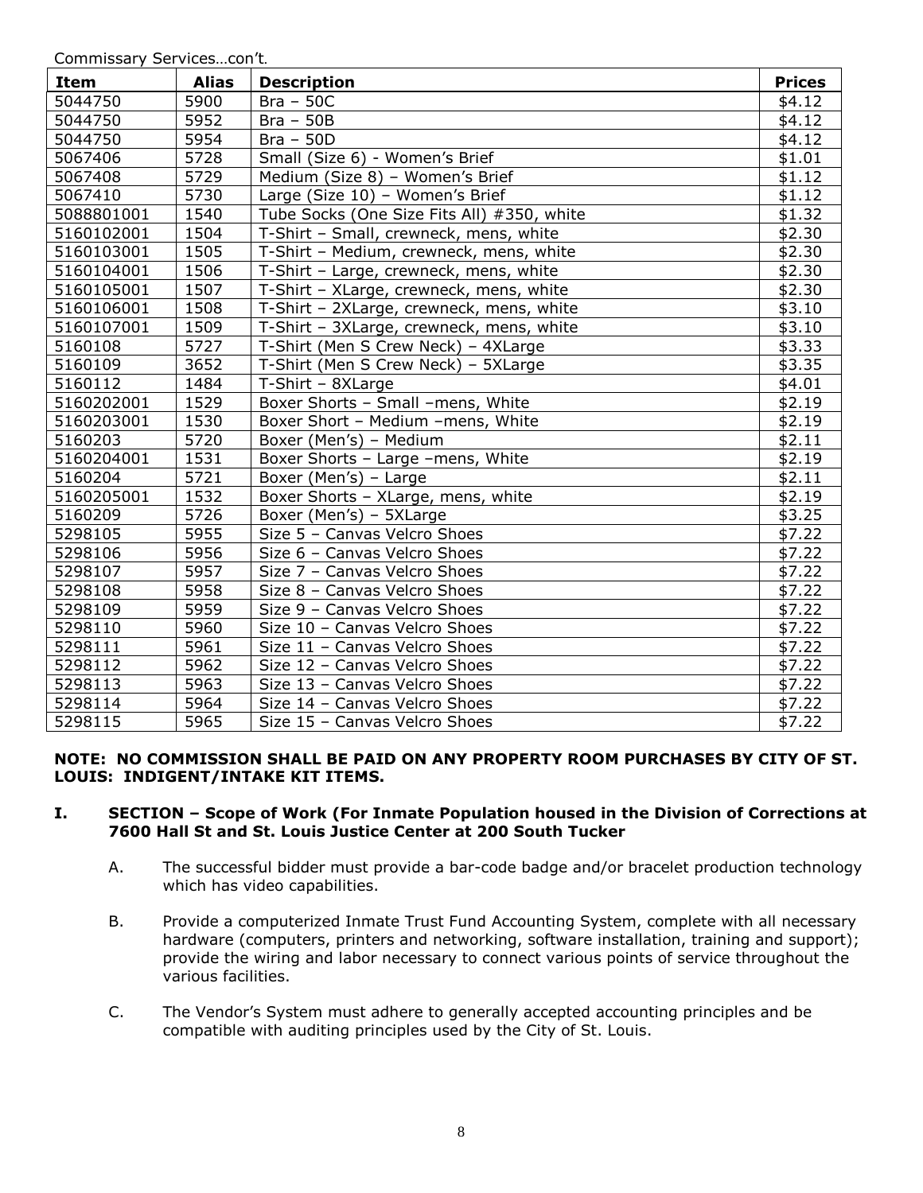Commissary Services…con't.

| Item | Alias | Description | Prices |
|---|---|---|---|
| 5044750 | 5900 | Bra – 50C | $4.12 |
| 5044750 | 5952 | Bra – 50B | $4.12 |
| 5044750 | 5954 | Bra – 50D | $4.12 |
| 5067406 | 5728 | Small (Size 6) - Women's Brief | $1.01 |
| 5067408 | 5729 | Medium (Size 8) – Women's Brief | $1.12 |
| 5067410 | 5730 | Large (Size 10) – Women's Brief | $1.12 |
| 5088801001 | 1540 | Tube Socks (One Size Fits All) #350, white | $1.32 |
| 5160102001 | 1504 | T-Shirt – Small, crewneck, mens, white | $2.30 |
| 5160103001 | 1505 | T-Shirt – Medium, crewneck, mens, white | $2.30 |
| 5160104001 | 1506 | T-Shirt – Large, crewneck, mens, white | $2.30 |
| 5160105001 | 1507 | T-Shirt – XLarge, crewneck, mens, white | $2.30 |
| 5160106001 | 1508 | T-Shirt – 2XLarge, crewneck, mens, white | $3.10 |
| 5160107001 | 1509 | T-Shirt – 3XLarge, crewneck, mens, white | $3.10 |
| 5160108 | 5727 | T-Shirt (Men S Crew Neck) – 4XLarge | $3.33 |
| 5160109 | 3652 | T-Shirt (Men S Crew Neck) – 5XLarge | $3.35 |
| 5160112 | 1484 | T-Shirt – 8XLarge | $4.01 |
| 5160202001 | 1529 | Boxer Shorts – Small –mens, White | $2.19 |
| 5160203001 | 1530 | Boxer Short – Medium –mens, White | $2.19 |
| 5160203 | 5720 | Boxer (Men's) – Medium | $2.11 |
| 5160204001 | 1531 | Boxer Shorts – Large –mens, White | $2.19 |
| 5160204 | 5721 | Boxer (Men's) – Large | $2.11 |
| 5160205001 | 1532 | Boxer Shorts – XLarge, mens, white | $2.19 |
| 5160209 | 5726 | Boxer (Men's) – 5XLarge | $3.25 |
| 5298105 | 5955 | Size 5 – Canvas Velcro Shoes | $7.22 |
| 5298106 | 5956 | Size 6 – Canvas Velcro Shoes | $7.22 |
| 5298107 | 5957 | Size 7 – Canvas Velcro Shoes | $7.22 |
| 5298108 | 5958 | Size 8 – Canvas Velcro Shoes | $7.22 |
| 5298109 | 5959 | Size 9 – Canvas Velcro Shoes | $7.22 |
| 5298110 | 5960 | Size 10 – Canvas Velcro Shoes | $7.22 |
| 5298111 | 5961 | Size 11 – Canvas Velcro Shoes | $7.22 |
| 5298112 | 5962 | Size 12 – Canvas Velcro Shoes | $7.22 |
| 5298113 | 5963 | Size 13 – Canvas Velcro Shoes | $7.22 |
| 5298114 | 5964 | Size 14 – Canvas Velcro Shoes | $7.22 |
| 5298115 | 5965 | Size 15 – Canvas Velcro Shoes | $7.22 |

**NOTE: NO COMMISSION SHALL BE PAID ON ANY PROPERTY ROOM PURCHASES BY CITY OF ST. LOUIS: INDIGENT/INTAKE KIT ITEMS.**

**I. SECTION – Scope of Work (For Inmate Population housed in the Division of Corrections at 7600 Hall St and St. Louis Justice Center at 200 South Tucker**

A. The successful bidder must provide a bar-code badge and/or bracelet production technology which has video capabilities.

B. Provide a computerized Inmate Trust Fund Accounting System, complete with all necessary hardware (computers, printers and networking, software installation, training and support); provide the wiring and labor necessary to connect various points of service throughout the various facilities.

C. The Vendor's System must adhere to generally accepted accounting principles and be compatible with auditing principles used by the City of St. Louis.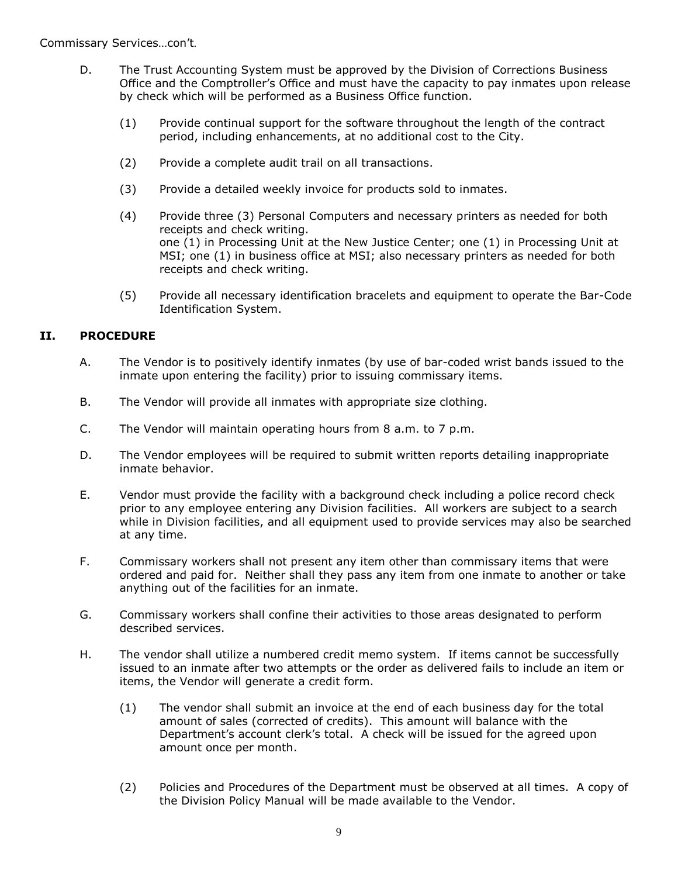Commissary Services…con't.

D. The Trust Accounting System must be approved by the Division of Corrections Business Office and the Comptroller's Office and must have the capacity to pay inmates upon release by check which will be performed as a Business Office function.

   (1) Provide continual support for the software throughout the length of the contract period, including enhancements, at no additional cost to the City.

   (2) Provide a complete audit trail on all transactions.

   (3) Provide a detailed weekly invoice for products sold to inmates.

   (4) Provide three (3) Personal Computers and necessary printers as needed for both receipts and check writing.
   one (1) in Processing Unit at the New Justice Center; one (1) in Processing Unit at MSI; one (1) in business office at MSI; also necessary printers as needed for both receipts and check writing.

   (5) Provide all necessary identification bracelets and equipment to operate the Bar-Code Identification System.

## II. PROCEDURE

A. The Vendor is to positively identify inmates (by use of bar-coded wrist bands issued to the inmate upon entering the facility) prior to issuing commissary items.

B. The Vendor will provide all inmates with appropriate size clothing.

C. The Vendor will maintain operating hours from 8 a.m. to 7 p.m.

D. The Vendor employees will be required to submit written reports detailing inappropriate inmate behavior.

E. Vendor must provide the facility with a background check including a police record check prior to any employee entering any Division facilities. All workers are subject to a search while in Division facilities, and all equipment used to provide services may also be searched at any time.

F. Commissary workers shall not present any item other than commissary items that were ordered and paid for. Neither shall they pass any item from one inmate to another or take anything out of the facilities for an inmate.

G. Commissary workers shall confine their activities to those areas designated to perform described services.

H. The vendor shall utilize a numbered credit memo system. If items cannot be successfully issued to an inmate after two attempts or the order as delivered fails to include an item or items, the Vendor will generate a credit form.

   (1) The vendor shall submit an invoice at the end of each business day for the total amount of sales (corrected of credits). This amount will balance with the Department's account clerk's total. A check will be issued for the agreed upon amount once per month.

   (2) Policies and Procedures of the Department must be observed at all times. A copy of the Division Policy Manual will be made available to the Vendor.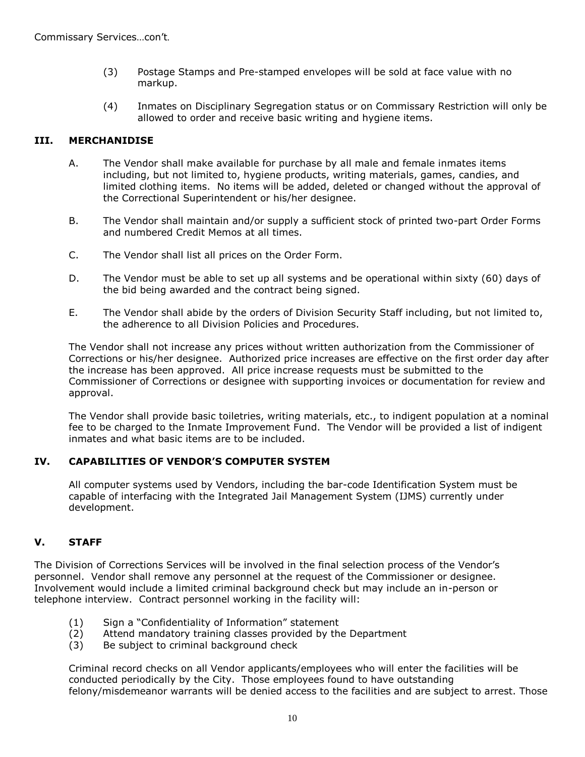Commissary Services…con't.

(3) Postage Stamps and Pre-stamped envelopes will be sold at face value with no markup.

(4) Inmates on Disciplinary Segregation status or on Commissary Restriction will only be allowed to order and receive basic writing and hygiene items.

## III. MERCHANIDISE

A. The Vendor shall make available for purchase by all male and female inmates items including, but not limited to, hygiene products, writing materials, games, candies, and limited clothing items. No items will be added, deleted or changed without the approval of the Correctional Superintendent or his/her designee.

B. The Vendor shall maintain and/or supply a sufficient stock of printed two-part Order Forms and numbered Credit Memos at all times.

C. The Vendor shall list all prices on the Order Form.

D. The Vendor must be able to set up all systems and be operational within sixty (60) days of the bid being awarded and the contract being signed.

E. The Vendor shall abide by the orders of Division Security Staff including, but not limited to, the adherence to all Division Policies and Procedures.

The Vendor shall not increase any prices without written authorization from the Commissioner of Corrections or his/her designee. Authorized price increases are effective on the first order day after the increase has been approved. All price increase requests must be submitted to the Commissioner of Corrections or designee with supporting invoices or documentation for review and approval.

The Vendor shall provide basic toiletries, writing materials, etc., to indigent population at a nominal fee to be charged to the Inmate Improvement Fund. The Vendor will be provided a list of indigent inmates and what basic items are to be included.

## IV. CAPABILITIES OF VENDOR'S COMPUTER SYSTEM

All computer systems used by Vendors, including the bar-code Identification System must be capable of interfacing with the Integrated Jail Management System (IJMS) currently under development.

## V. STAFF

The Division of Corrections Services will be involved in the final selection process of the Vendor's personnel. Vendor shall remove any personnel at the request of the Commissioner or designee. Involvement would include a limited criminal background check but may include an in-person or telephone interview. Contract personnel working in the facility will:

(1) Sign a "Confidentiality of Information" statement
(2) Attend mandatory training classes provided by the Department
(3) Be subject to criminal background check

Criminal record checks on all Vendor applicants/employees who will enter the facilities will be conducted periodically by the City. Those employees found to have outstanding felony/misdemeanor warrants will be denied access to the facilities and are subject to arrest. Those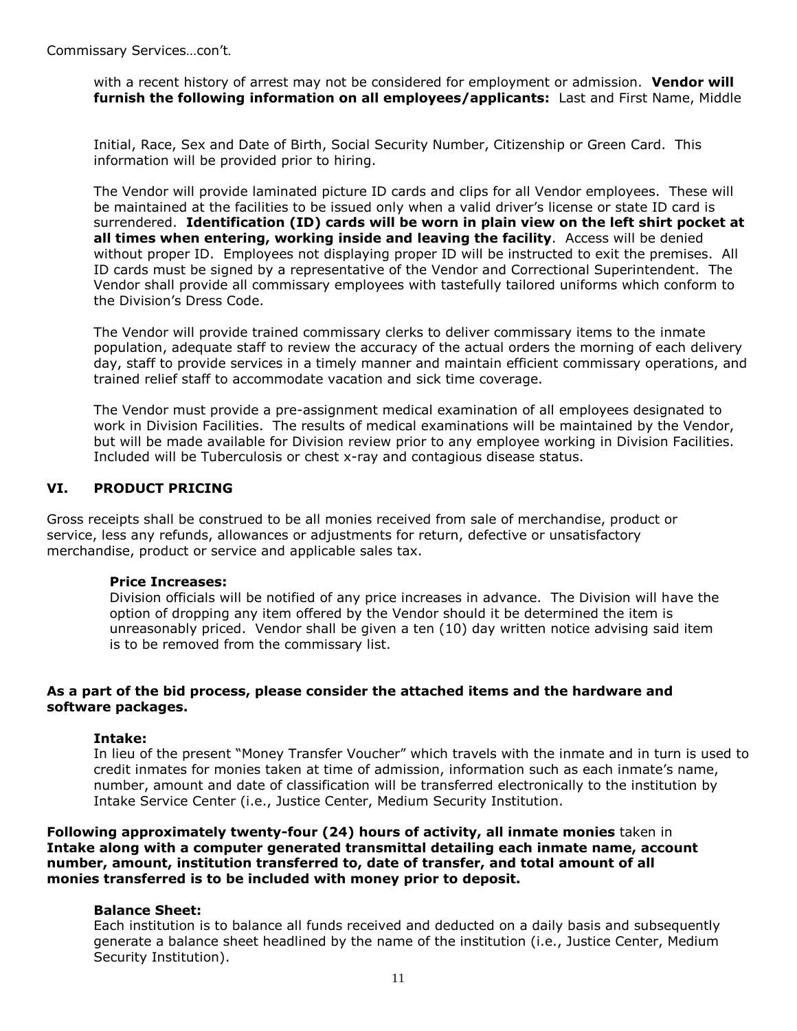Commissary Services…con't.

with a recent history of arrest may not be considered for employment or admission. **Vendor will furnish the following information on all employees/applicants:** Last and First Name, Middle

Initial, Race, Sex and Date of Birth, Social Security Number, Citizenship or Green Card. This information will be provided prior to hiring.

The Vendor will provide laminated picture ID cards and clips for all Vendor employees. These will be maintained at the facilities to be issued only when a valid driver's license or state ID card is surrendered. **Identification (ID) cards will be worn in plain view on the left shirt pocket at all times when entering, working inside and leaving the facility**. Access will be denied without proper ID. Employees not displaying proper ID will be instructed to exit the premises. All ID cards must be signed by a representative of the Vendor and Correctional Superintendent. The Vendor shall provide all commissary employees with tastefully tailored uniforms which conform to the Division's Dress Code.

The Vendor will provide trained commissary clerks to deliver commissary items to the inmate population, adequate staff to review the accuracy of the actual orders the morning of each delivery day, staff to provide services in a timely manner and maintain efficient commissary operations, and trained relief staff to accommodate vacation and sick time coverage.

The Vendor must provide a pre-assignment medical examination of all employees designated to work in Division Facilities. The results of medical examinations will be maintained by the Vendor, but will be made available for Division review prior to any employee working in Division Facilities. Included will be Tuberculosis or chest x-ray and contagious disease status.

## VI. PRODUCT PRICING

Gross receipts shall be construed to be all monies received from sale of merchandise, product or service, less any refunds, allowances or adjustments for return, defective or unsatisfactory merchandise, product or service and applicable sales tax.

**Price Increases:**
Division officials will be notified of any price increases in advance. The Division will have the option of dropping any item offered by the Vendor should it be determined the item is unreasonably priced. Vendor shall be given a ten (10) day written notice advising said item is to be removed from the commissary list.

**As a part of the bid process, please consider the attached items and the hardware and software packages.**

**Intake:**
In lieu of the present "Money Transfer Voucher" which travels with the inmate and in turn is used to credit inmates for monies taken at time of admission, information such as each inmate's name, number, amount and date of classification will be transferred electronically to the institution by Intake Service Center (i.e., Justice Center, Medium Security Institution.

**Following approximately twenty-four (24) hours of activity, all inmate monies** taken in **Intake along with a computer generated transmittal detailing each inmate name, account number, amount, institution transferred to, date of transfer, and total amount of all monies transferred is to be included with money prior to deposit.**

**Balance Sheet:**
Each institution is to balance all funds received and deducted on a daily basis and subsequently generate a balance sheet headlined by the name of the institution (i.e., Justice Center, Medium Security Institution).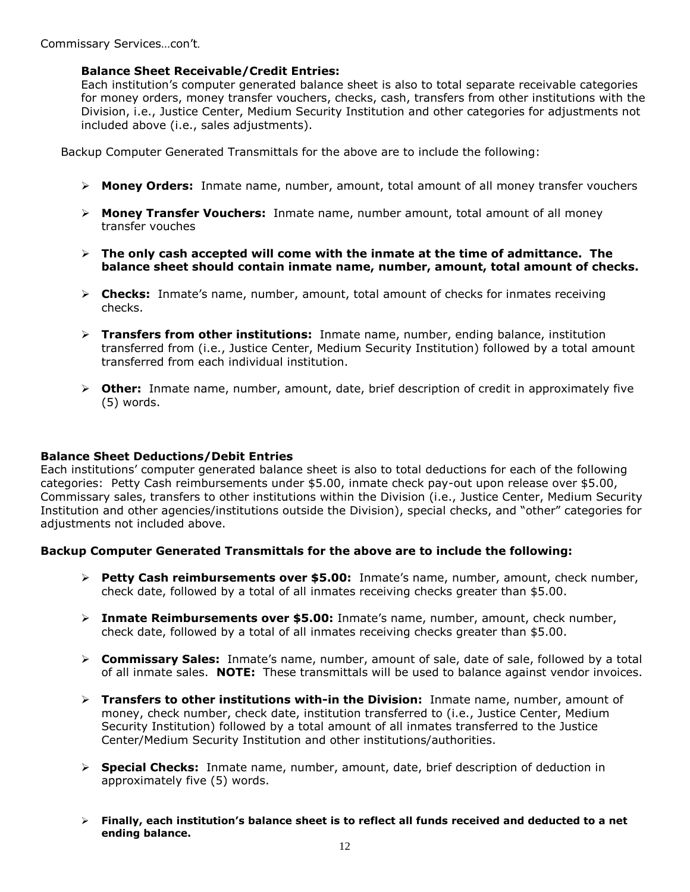Commissary Services…con't.

**Balance Sheet Receivable/Credit Entries:**
Each institution's computer generated balance sheet is also to total separate receivable categories for money orders, money transfer vouchers, checks, cash, transfers from other institutions with the Division, i.e., Justice Center, Medium Security Institution and other categories for adjustments not included above (i.e., sales adjustments).

Backup Computer Generated Transmittals for the above are to include the following:

- **Money Orders:** Inmate name, number, amount, total amount of all money transfer vouchers
- **Money Transfer Vouchers:** Inmate name, number amount, total amount of all money transfer vouches
- **The only cash accepted will come with the inmate at the time of admittance. The balance sheet should contain inmate name, number, amount, total amount of checks.**
- **Checks:** Inmate's name, number, amount, total amount of checks for inmates receiving checks.
- **Transfers from other institutions:** Inmate name, number, ending balance, institution transferred from (i.e., Justice Center, Medium Security Institution) followed by a total amount transferred from each individual institution.
- **Other:** Inmate name, number, amount, date, brief description of credit in approximately five (5) words.

**Balance Sheet Deductions/Debit Entries**
Each institutions' computer generated balance sheet is also to total deductions for each of the following categories: Petty Cash reimbursements under $5.00, inmate check pay-out upon release over $5.00, Commissary sales, transfers to other institutions within the Division (i.e., Justice Center, Medium Security Institution and other agencies/institutions outside the Division), special checks, and "other" categories for adjustments not included above.

**Backup Computer Generated Transmittals for the above are to include the following:**

- **Petty Cash reimbursements over $5.00:** Inmate's name, number, amount, check number, check date, followed by a total of all inmates receiving checks greater than $5.00.
- **Inmate Reimbursements over $5.00:** Inmate's name, number, amount, check number, check date, followed by a total of all inmates receiving checks greater than $5.00.
- **Commissary Sales:** Inmate's name, number, amount of sale, date of sale, followed by a total of all inmate sales. **NOTE:** These transmittals will be used to balance against vendor invoices.
- **Transfers to other institutions with-in the Division:** Inmate name, number, amount of money, check number, check date, institution transferred to (i.e., Justice Center, Medium Security Institution) followed by a total amount of all inmates transferred to the Justice Center/Medium Security Institution and other institutions/authorities.
- **Special Checks:** Inmate name, number, amount, date, brief description of deduction in approximately five (5) words.
- **Finally, each institution's balance sheet is to reflect all funds received and deducted to a net ending balance.**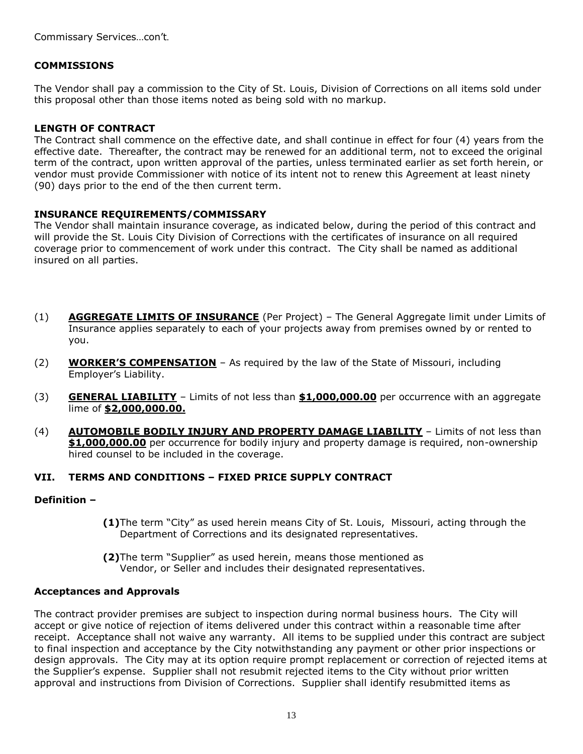Commissary Services…con't.

**COMMISSIONS**

The Vendor shall pay a commission to the City of St. Louis, Division of Corrections on all items sold under this proposal other than those items noted as being sold with no markup.

**LENGTH OF CONTRACT**

The Contract shall commence on the effective date, and shall continue in effect for four (4) years from the effective date. Thereafter, the contract may be renewed for an additional term, not to exceed the original term of the contract, upon written approval of the parties, unless terminated earlier as set forth herein, or vendor must provide Commissioner with notice of its intent not to renew this Agreement at least ninety (90) days prior to the end of the then current term.

**INSURANCE REQUIREMENTS/COMMISSARY**

The Vendor shall maintain insurance coverage, as indicated below, during the period of this contract and will provide the St. Louis City Division of Corrections with the certificates of insurance on all required coverage prior to commencement of work under this contract. The City shall be named as additional insured on all parties.

(1) **AGGREGATE LIMITS OF INSURANCE** (Per Project) – The General Aggregate limit under Limits of Insurance applies separately to each of your projects away from premises owned by or rented to you.

(2) **WORKER'S COMPENSATION** – As required by the law of the State of Missouri, including Employer's Liability.

(3) **GENERAL LIABILITY** – Limits of not less than **$1,000,000.00** per occurrence with an aggregate lime of **$2,000,000.00.**

(4) **AUTOMOBILE BODILY INJURY AND PROPERTY DAMAGE LIABILITY** – Limits of not less than **$1,000,000.00** per occurrence for bodily injury and property damage is required, non-ownership hired counsel to be included in the coverage.

## VII. TERMS AND CONDITIONS – FIXED PRICE SUPPLY CONTRACT

**Definition –**

**(1)** The term "City" as used herein means City of St. Louis, Missouri, acting through the Department of Corrections and its designated representatives.

**(2)** The term "Supplier" as used herein, means those mentioned as Vendor, or Seller and includes their designated representatives.

**Acceptances and Approvals**

The contract provider premises are subject to inspection during normal business hours. The City will accept or give notice of rejection of items delivered under this contract within a reasonable time after receipt. Acceptance shall not waive any warranty. All items to be supplied under this contract are subject to final inspection and acceptance by the City notwithstanding any payment or other prior inspections or design approvals. The City may at its option require prompt replacement or correction of rejected items at the Supplier's expense. Supplier shall not resubmit rejected items to the City without prior written approval and instructions from Division of Corrections. Supplier shall identify resubmitted items as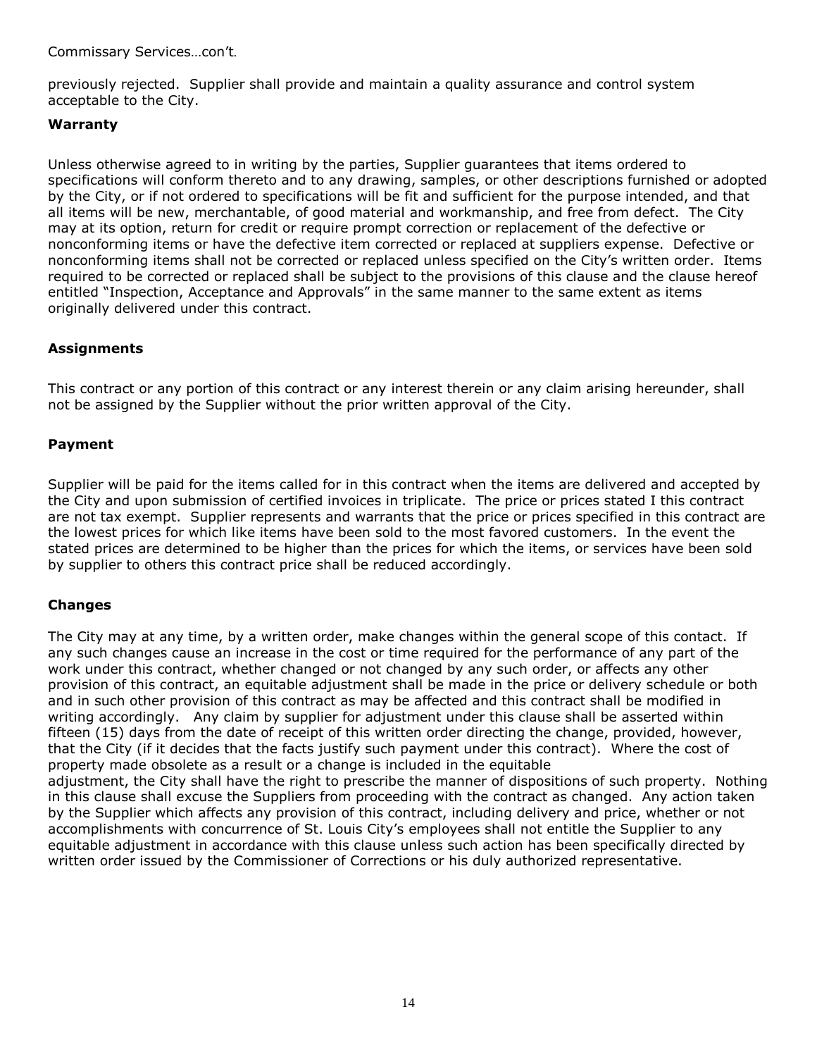Commissary Services…con't.

previously rejected. Supplier shall provide and maintain a quality assurance and control system acceptable to the City.

**Warranty**

Unless otherwise agreed to in writing by the parties, Supplier guarantees that items ordered to specifications will conform thereto and to any drawing, samples, or other descriptions furnished or adopted by the City, or if not ordered to specifications will be fit and sufficient for the purpose intended, and that all items will be new, merchantable, of good material and workmanship, and free from defect. The City may at its option, return for credit or require prompt correction or replacement of the defective or nonconforming items or have the defective item corrected or replaced at suppliers expense. Defective or nonconforming items shall not be corrected or replaced unless specified on the City's written order. Items required to be corrected or replaced shall be subject to the provisions of this clause and the clause hereof entitled "Inspection, Acceptance and Approvals" in the same manner to the same extent as items originally delivered under this contract.

**Assignments**

This contract or any portion of this contract or any interest therein or any claim arising hereunder, shall not be assigned by the Supplier without the prior written approval of the City.

**Payment**

Supplier will be paid for the items called for in this contract when the items are delivered and accepted by the City and upon submission of certified invoices in triplicate. The price or prices stated I this contract are not tax exempt. Supplier represents and warrants that the price or prices specified in this contract are the lowest prices for which like items have been sold to the most favored customers. In the event the stated prices are determined to be higher than the prices for which the items, or services have been sold by supplier to others this contract price shall be reduced accordingly.

**Changes**

The City may at any time, by a written order, make changes within the general scope of this contact. If any such changes cause an increase in the cost or time required for the performance of any part of the work under this contract, whether changed or not changed by any such order, or affects any other provision of this contract, an equitable adjustment shall be made in the price or delivery schedule or both and in such other provision of this contract as may be affected and this contract shall be modified in writing accordingly. Any claim by supplier for adjustment under this clause shall be asserted within fifteen (15) days from the date of receipt of this written order directing the change, provided, however, that the City (if it decides that the facts justify such payment under this contract). Where the cost of property made obsolete as a result or a change is included in the equitable adjustment, the City shall have the right to prescribe the manner of dispositions of such property. Nothing in this clause shall excuse the Suppliers from proceeding with the contract as changed. Any action taken by the Supplier which affects any provision of this contract, including delivery and price, whether or not accomplishments with concurrence of St. Louis City's employees shall not entitle the Supplier to any equitable adjustment in accordance with this clause unless such action has been specifically directed by written order issued by the Commissioner of Corrections or his duly authorized representative.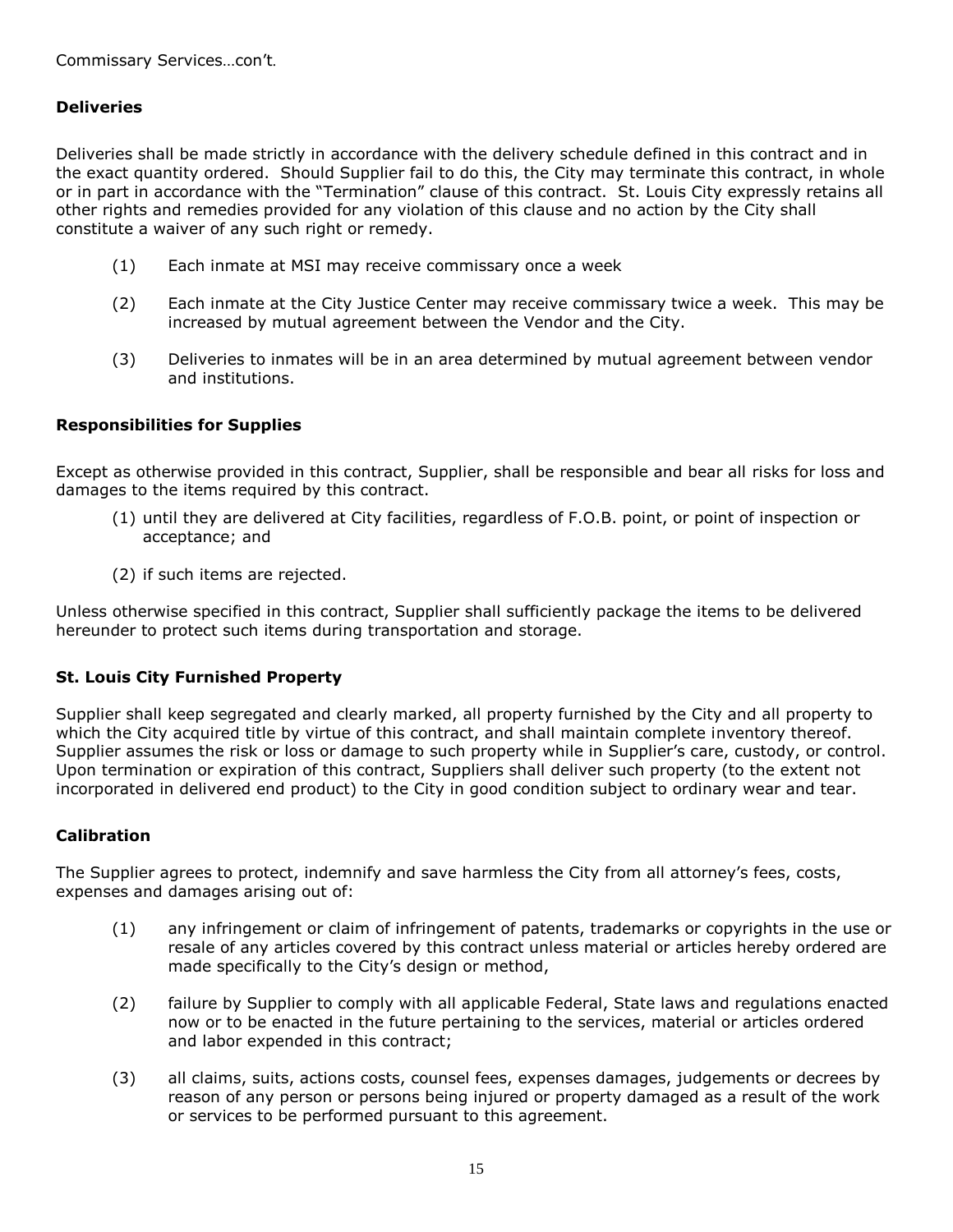Commissary Services…con't.

**Deliveries**

Deliveries shall be made strictly in accordance with the delivery schedule defined in this contract and in the exact quantity ordered. Should Supplier fail to do this, the City may terminate this contract, in whole or in part in accordance with the "Termination" clause of this contract. St. Louis City expressly retains all other rights and remedies provided for any violation of this clause and no action by the City shall constitute a waiver of any such right or remedy.

(1) Each inmate at MSI may receive commissary once a week

(2) Each inmate at the City Justice Center may receive commissary twice a week. This may be increased by mutual agreement between the Vendor and the City.

(3) Deliveries to inmates will be in an area determined by mutual agreement between vendor and institutions.

**Responsibilities for Supplies**

Except as otherwise provided in this contract, Supplier, shall be responsible and bear all risks for loss and damages to the items required by this contract.

(1) until they are delivered at City facilities, regardless of F.O.B. point, or point of inspection or acceptance; and

(2) if such items are rejected.

Unless otherwise specified in this contract, Supplier shall sufficiently package the items to be delivered hereunder to protect such items during transportation and storage.

**St. Louis City Furnished Property**

Supplier shall keep segregated and clearly marked, all property furnished by the City and all property to which the City acquired title by virtue of this contract, and shall maintain complete inventory thereof. Supplier assumes the risk or loss or damage to such property while in Supplier's care, custody, or control. Upon termination or expiration of this contract, Suppliers shall deliver such property (to the extent not incorporated in delivered end product) to the City in good condition subject to ordinary wear and tear.

**Calibration**

The Supplier agrees to protect, indemnify and save harmless the City from all attorney's fees, costs, expenses and damages arising out of:

(1) any infringement or claim of infringement of patents, trademarks or copyrights in the use or resale of any articles covered by this contract unless material or articles hereby ordered are made specifically to the City's design or method,

(2) failure by Supplier to comply with all applicable Federal, State laws and regulations enacted now or to be enacted in the future pertaining to the services, material or articles ordered and labor expended in this contract;

(3) all claims, suits, actions costs, counsel fees, expenses damages, judgements or decrees by reason of any person or persons being injured or property damaged as a result of the work or services to be performed pursuant to this agreement.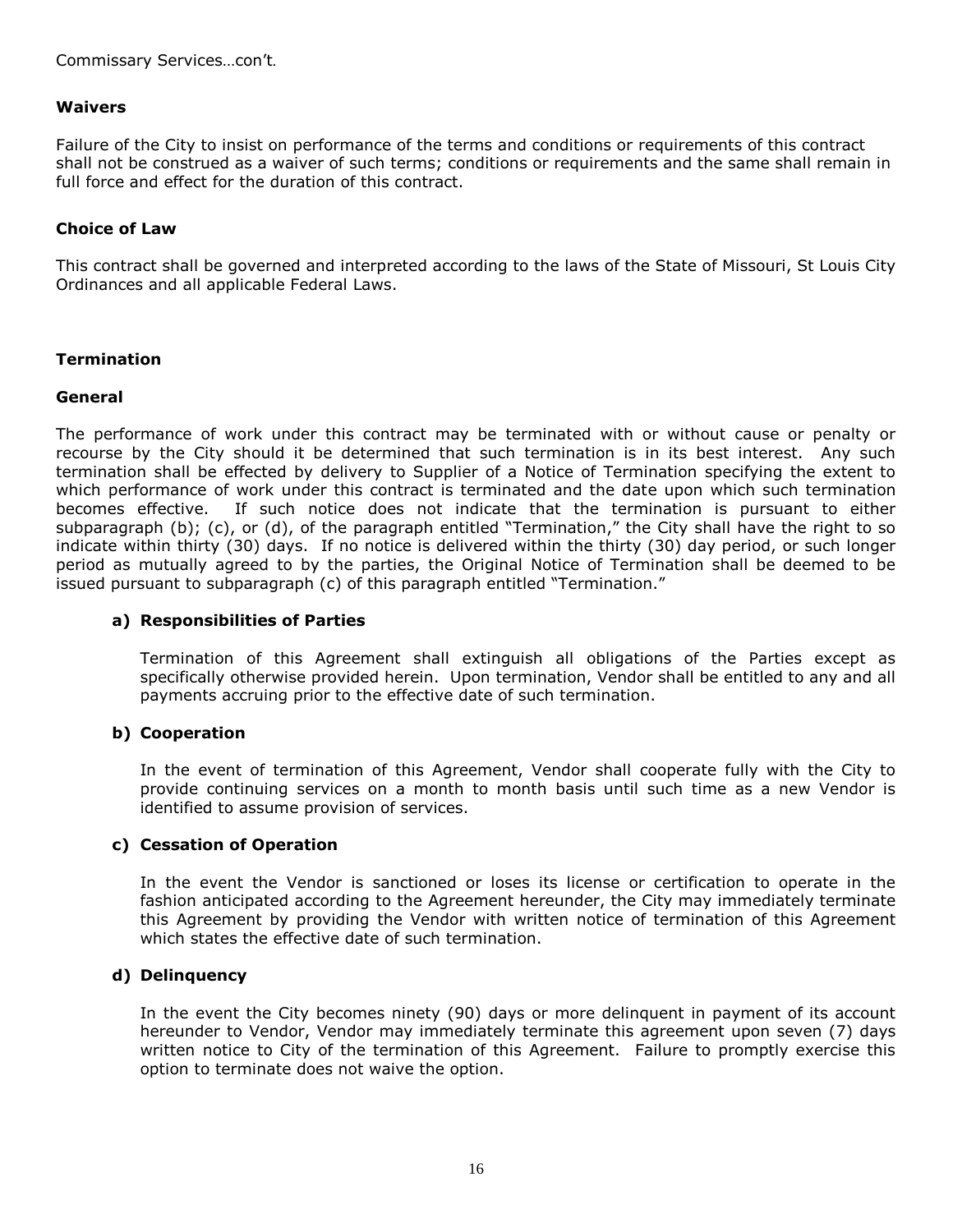Commissary Services…con't.

**Waivers**

Failure of the City to insist on performance of the terms and conditions or requirements of this contract shall not be construed as a waiver of such terms; conditions or requirements and the same shall remain in full force and effect for the duration of this contract.

**Choice of Law**

This contract shall be governed and interpreted according to the laws of the State of Missouri, St Louis City Ordinances and all applicable Federal Laws.

**Termination**

**General**

The performance of work under this contract may be terminated with or without cause or penalty or recourse by the City should it be determined that such termination is in its best interest. Any such termination shall be effected by delivery to Supplier of a Notice of Termination specifying the extent to which performance of work under this contract is terminated and the date upon which such termination becomes effective. If such notice does not indicate that the termination is pursuant to either subparagraph (b); (c), or (d), of the paragraph entitled "Termination," the City shall have the right to so indicate within thirty (30) days. If no notice is delivered within the thirty (30) day period, or such longer period as mutually agreed to by the parties, the Original Notice of Termination shall be deemed to be issued pursuant to subparagraph (c) of this paragraph entitled "Termination."

**a) Responsibilities of Parties**

Termination of this Agreement shall extinguish all obligations of the Parties except as specifically otherwise provided herein. Upon termination, Vendor shall be entitled to any and all payments accruing prior to the effective date of such termination.

**b) Cooperation**

In the event of termination of this Agreement, Vendor shall cooperate fully with the City to provide continuing services on a month to month basis until such time as a new Vendor is identified to assume provision of services.

**c) Cessation of Operation**

In the event the Vendor is sanctioned or loses its license or certification to operate in the fashion anticipated according to the Agreement hereunder, the City may immediately terminate this Agreement by providing the Vendor with written notice of termination of this Agreement which states the effective date of such termination.

**d) Delinquency**

In the event the City becomes ninety (90) days or more delinquent in payment of its account hereunder to Vendor, Vendor may immediately terminate this agreement upon seven (7) days written notice to City of the termination of this Agreement. Failure to promptly exercise this option to terminate does not waive the option.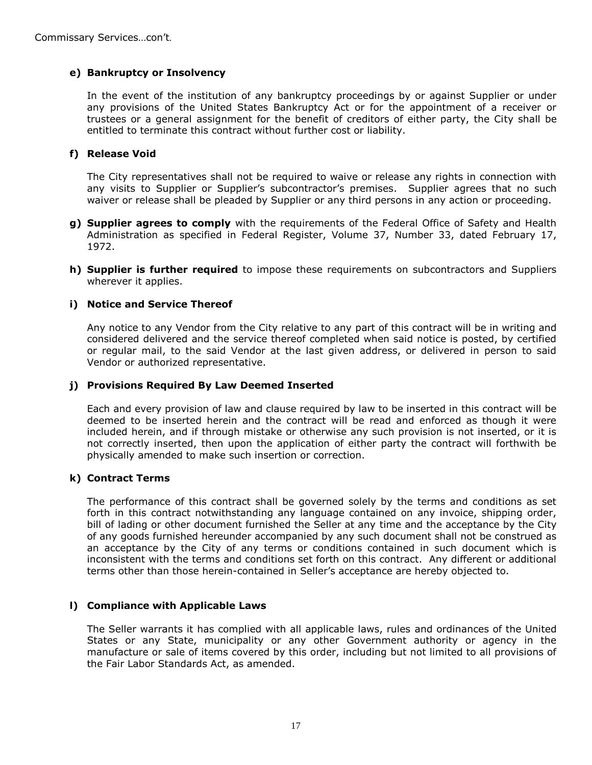Commissary Services…con't.

**e) Bankruptcy or Insolvency**

In the event of the institution of any bankruptcy proceedings by or against Supplier or under any provisions of the United States Bankruptcy Act or for the appointment of a receiver or trustees or a general assignment for the benefit of creditors of either party, the City shall be entitled to terminate this contract without further cost or liability.

**f) Release Void**

The City representatives shall not be required to waive or release any rights in connection with any visits to Supplier or Supplier's subcontractor's premises. Supplier agrees that no such waiver or release shall be pleaded by Supplier or any third persons in any action or proceeding.

**g) Supplier agrees to comply** with the requirements of the Federal Office of Safety and Health Administration as specified in Federal Register, Volume 37, Number 33, dated February 17, 1972.

**h) Supplier is further required** to impose these requirements on subcontractors and Suppliers wherever it applies.

**i) Notice and Service Thereof**

Any notice to any Vendor from the City relative to any part of this contract will be in writing and considered delivered and the service thereof completed when said notice is posted, by certified or regular mail, to the said Vendor at the last given address, or delivered in person to said Vendor or authorized representative.

**j) Provisions Required By Law Deemed Inserted**

Each and every provision of law and clause required by law to be inserted in this contract will be deemed to be inserted herein and the contract will be read and enforced as though it were included herein, and if through mistake or otherwise any such provision is not inserted, or it is not correctly inserted, then upon the application of either party the contract will forthwith be physically amended to make such insertion or correction.

**k) Contract Terms**

The performance of this contract shall be governed solely by the terms and conditions as set forth in this contract notwithstanding any language contained on any invoice, shipping order, bill of lading or other document furnished the Seller at any time and the acceptance by the City of any goods furnished hereunder accompanied by any such document shall not be construed as an acceptance by the City of any terms or conditions contained in such document which is inconsistent with the terms and conditions set forth on this contract. Any different or additional terms other than those herein-contained in Seller's acceptance are hereby objected to.

**l) Compliance with Applicable Laws**

The Seller warrants it has complied with all applicable laws, rules and ordinances of the United States or any State, municipality or any other Government authority or agency in the manufacture or sale of items covered by this order, including but not limited to all provisions of the Fair Labor Standards Act, as amended.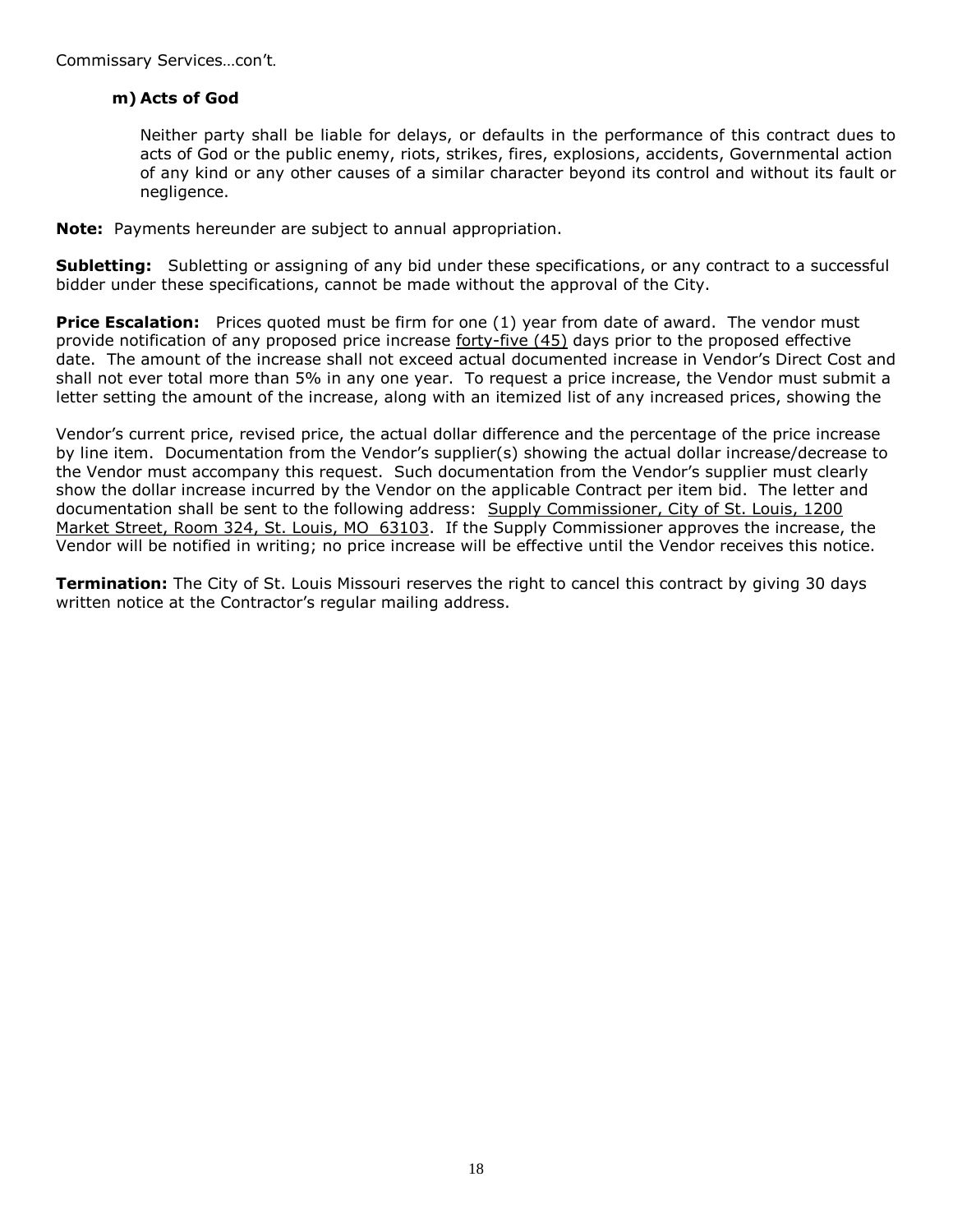Commissary Services…con't.

**m) Acts of God**

Neither party shall be liable for delays, or defaults in the performance of this contract dues to acts of God or the public enemy, riots, strikes, fires, explosions, accidents, Governmental action of any kind or any other causes of a similar character beyond its control and without its fault or negligence.

**Note:** Payments hereunder are subject to annual appropriation.

**Subletting:** Subletting or assigning of any bid under these specifications, or any contract to a successful bidder under these specifications, cannot be made without the approval of the City.

**Price Escalation:** Prices quoted must be firm for one (1) year from date of award. The vendor must provide notification of any proposed price increase forty-five (45) days prior to the proposed effective date. The amount of the increase shall not exceed actual documented increase in Vendor's Direct Cost and shall not ever total more than 5% in any one year. To request a price increase, the Vendor must submit a letter setting the amount of the increase, along with an itemized list of any increased prices, showing the

Vendor's current price, revised price, the actual dollar difference and the percentage of the price increase by line item. Documentation from the Vendor's supplier(s) showing the actual dollar increase/decrease to the Vendor must accompany this request. Such documentation from the Vendor's supplier must clearly show the dollar increase incurred by the Vendor on the applicable Contract per item bid. The letter and documentation shall be sent to the following address: Supply Commissioner, City of St. Louis, 1200 Market Street, Room 324, St. Louis, MO 63103. If the Supply Commissioner approves the increase, the Vendor will be notified in writing; no price increase will be effective until the Vendor receives this notice.

**Termination:** The City of St. Louis Missouri reserves the right to cancel this contract by giving 30 days written notice at the Contractor's regular mailing address.